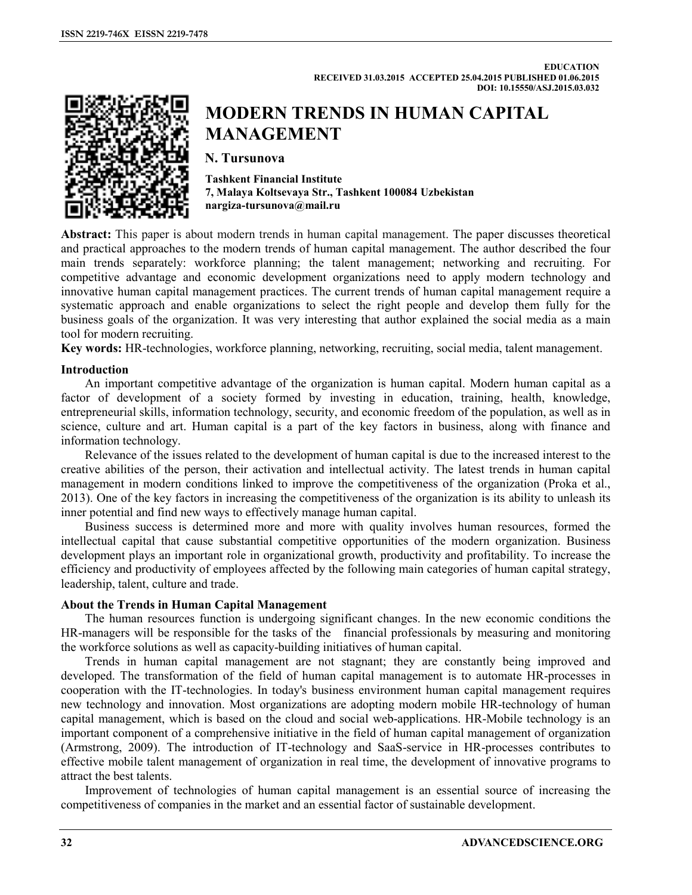EDUCATION
RECEIVED 31.03.2015 ACCEPTED 25.04.2015 PUBLISHED 01.06.2015
DOI: 10.15550/ASJ.2015.03.032

# MODERN TRENDS IN HUMAN CAPITAL MANAGEMENT

**N. Tursunova**

**Tashkent Financial Institute**
**7, Malaya Koltsevaya Str., Tashkent 100084 Uzbekistan**
**nargiza-tursunova@mail.ru**

**Abstract:** This paper is about modern trends in human capital management. The paper discusses theoretical and practical approaches to the modern trends of human capital management. The author described the four main trends separately: workforce planning; the talent management; networking and recruiting. For competitive advantage and economic development organizations need to apply modern technology and innovative human capital management practices. The current trends of human capital management require a systematic approach and enable organizations to select the right people and develop them fully for the business goals of the organization. It was very interesting that author explained the social media as a main tool for modern recruiting.

**Key words:** HR-technologies, workforce planning, networking, recruiting, social media, talent management.

## Introduction

An important competitive advantage of the organization is human capital. Modern human capital as a factor of development of a society formed by investing in education, training, health, knowledge, entrepreneurial skills, information technology, security, and economic freedom of the population, as well as in science, culture and art. Human capital is a part of the key factors in business, along with finance and information technology.

Relevance of the issues related to the development of human capital is due to the increased interest to the creative abilities of the person, their activation and intellectual activity. The latest trends in human capital management in modern conditions linked to improve the competitiveness of the organization (Proka et al., 2013). One of the key factors in increasing the competitiveness of the organization is its ability to unleash its inner potential and find new ways to effectively manage human capital.

Business success is determined more and more with quality involves human resources, formed the intellectual capital that cause substantial competitive opportunities of the modern organization. Business development plays an important role in organizational growth, productivity and profitability. To increase the efficiency and productivity of employees affected by the following main categories of human capital strategy, leadership, talent, culture and trade.

## About the Trends in Human Capital Management

The human resources function is undergoing significant changes. In the new economic conditions the HR-managers will be responsible for the tasks of the financial professionals by measuring and monitoring the workforce solutions as well as capacity-building initiatives of human capital.

Trends in human capital management are not stagnant; they are constantly being improved and developed. The transformation of the field of human capital management is to automate HR-processes in cooperation with the IT-technologies. In today's business environment human capital management requires new technology and innovation. Most organizations are adopting modern mobile HR-technology of human capital management, which is based on the cloud and social web-applications. HR-Mobile technology is an important component of a comprehensive initiative in the field of human capital management of organization (Armstrong, 2009). The introduction of IT-technology and SaaS-service in HR-processes contributes to effective mobile talent management of organization in real time, the development of innovative programs to attract the best talents.

Improvement of technologies of human capital management is an essential source of increasing the competitiveness of companies in the market and an essential factor of sustainable development.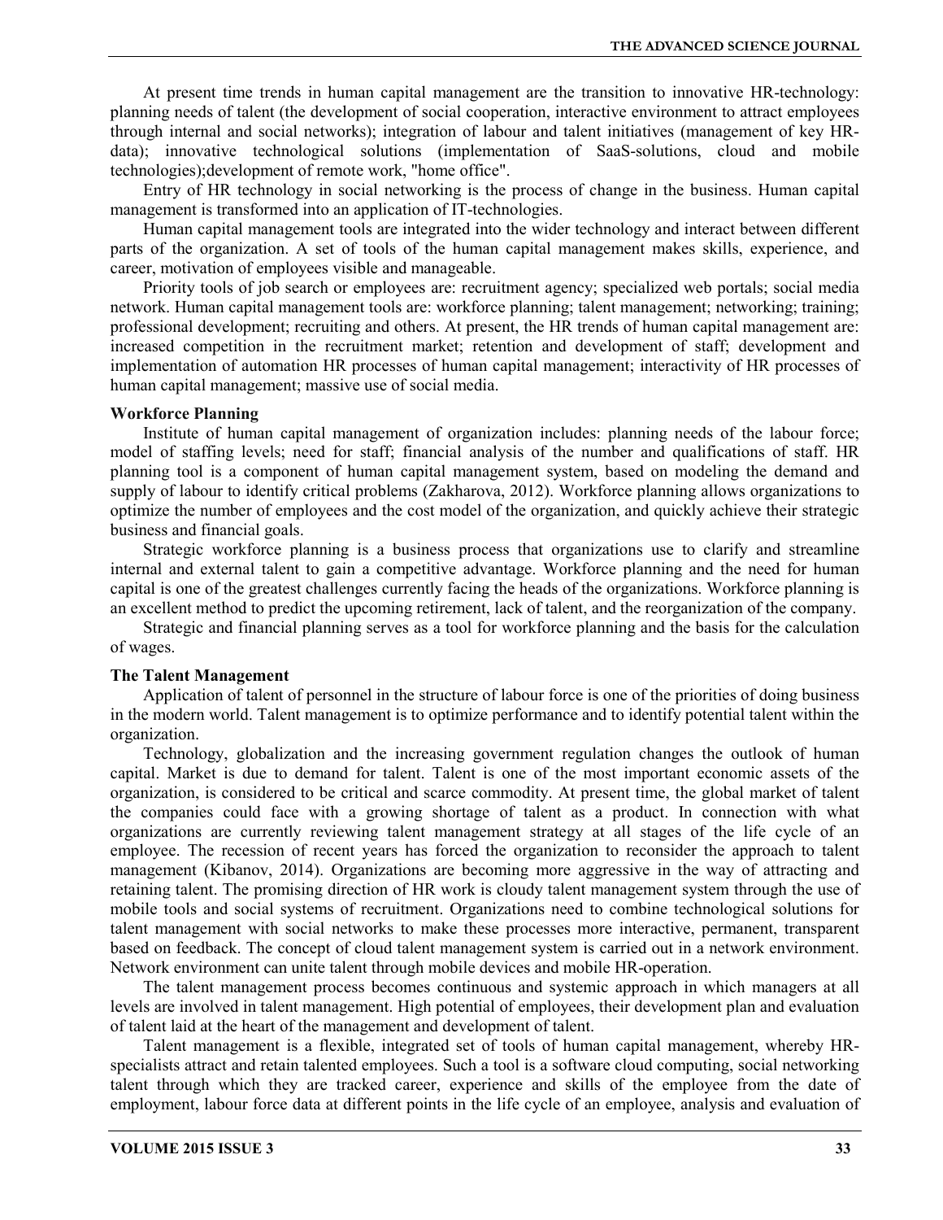At present time trends in human capital management are the transition to innovative HR-technology: planning needs of talent (the development of social cooperation, interactive environment to attract employees through internal and social networks); integration of labour and talent initiatives (management of key HR-data); innovative technological solutions (implementation of SaaS-solutions, cloud and mobile technologies);development of remote work, "home office".

Entry of HR technology in social networking is the process of change in the business. Human capital management is transformed into an application of IT-technologies.

Human capital management tools are integrated into the wider technology and interact between different parts of the organization. A set of tools of the human capital management makes skills, experience, and career, motivation of employees visible and manageable.

Priority tools of job search or employees are: recruitment agency; specialized web portals; social media network. Human capital management tools are: workforce planning; talent management; networking; training; professional development; recruiting and others. At present, the HR trends of human capital management are: increased competition in the recruitment market; retention and development of staff; development and implementation of automation HR processes of human capital management; interactivity of HR processes of human capital management; massive use of social media.

**Workforce Planning**

Institute of human capital management of organization includes: planning needs of the labour force; model of staffing levels; need for staff; financial analysis of the number and qualifications of staff. HR planning tool is a component of human capital management system, based on modeling the demand and supply of labour to identify critical problems (Zakharova, 2012). Workforce planning allows organizations to optimize the number of employees and the cost model of the organization, and quickly achieve their strategic business and financial goals.

Strategic workforce planning is a business process that organizations use to clarify and streamline internal and external talent to gain a competitive advantage. Workforce planning and the need for human capital is one of the greatest challenges currently facing the heads of the organizations. Workforce planning is an excellent method to predict the upcoming retirement, lack of talent, and the reorganization of the company.

Strategic and financial planning serves as a tool for workforce planning and the basis for the calculation of wages.

**The Talent Management**

Application of talent of personnel in the structure of labour force is one of the priorities of doing business in the modern world. Talent management is to optimize performance and to identify potential talent within the organization.

Technology, globalization and the increasing government regulation changes the outlook of human capital. Market is due to demand for talent. Talent is one of the most important economic assets of the organization, is considered to be critical and scarce commodity. At present time, the global market of talent the companies could face with a growing shortage of talent as a product. In connection with what organizations are currently reviewing talent management strategy at all stages of the life cycle of an employee. The recession of recent years has forced the organization to reconsider the approach to talent management (Kibanov, 2014). Organizations are becoming more aggressive in the way of attracting and retaining talent. The promising direction of HR work is cloudy talent management system through the use of mobile tools and social systems of recruitment. Organizations need to combine technological solutions for talent management with social networks to make these processes more interactive, permanent, transparent based on feedback. The concept of cloud talent management system is carried out in a network environment. Network environment can unite talent through mobile devices and mobile HR-operation.

The talent management process becomes continuous and systemic approach in which managers at all levels are involved in talent management. High potential of employees, their development plan and evaluation of talent laid at the heart of the management and development of talent.

Talent management is a flexible, integrated set of tools of human capital management, whereby HR-specialists attract and retain talented employees. Such a tool is a software cloud computing, social networking talent through which they are tracked career, experience and skills of the employee from the date of employment, labour force data at different points in the life cycle of an employee, analysis and evaluation of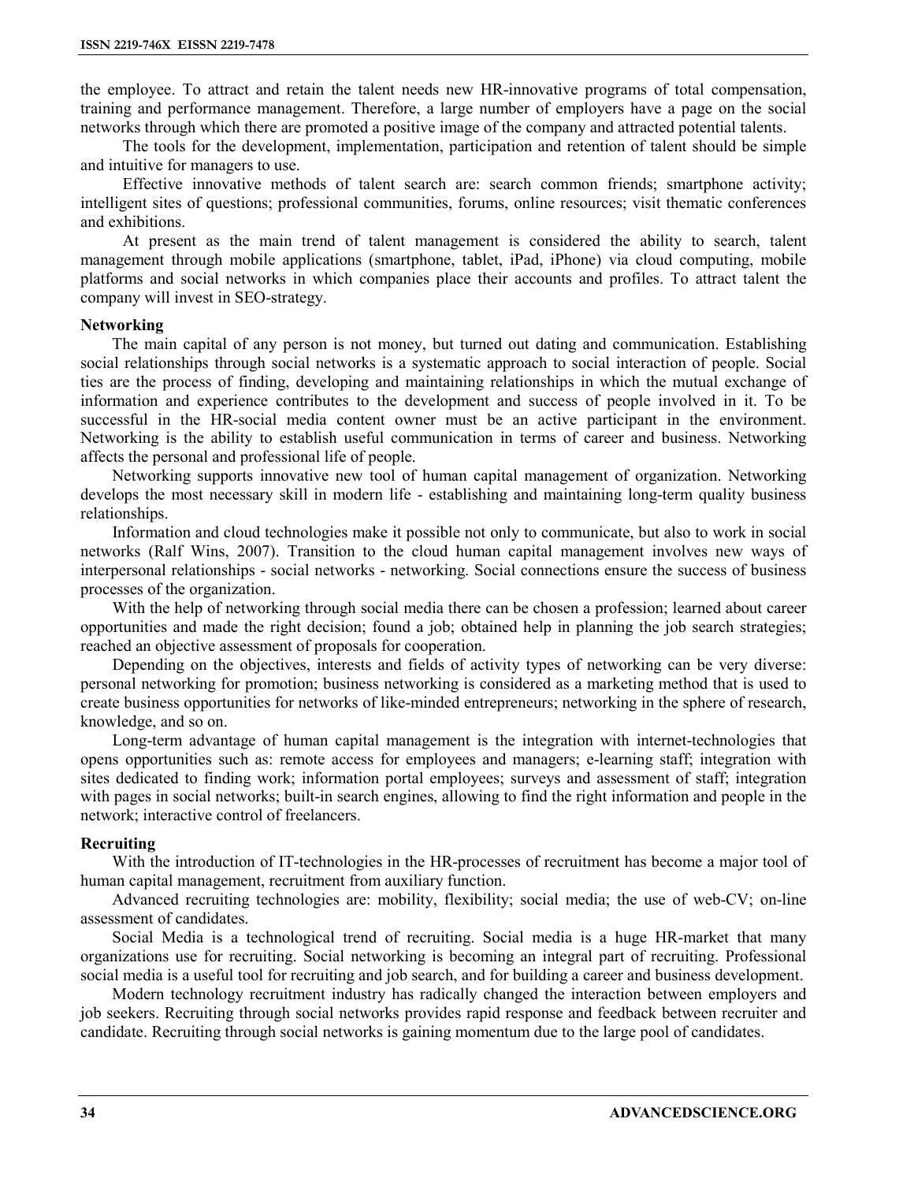the employee. To attract and retain the talent needs new HR-innovative programs of total compensation, training and performance management. Therefore, a large number of employers have a page on the social networks through which there are promoted a positive image of the company and attracted potential talents.

The tools for the development, implementation, participation and retention of talent should be simple and intuitive for managers to use.

Effective innovative methods of talent search are: search common friends; smartphone activity; intelligent sites of questions; professional communities, forums, online resources; visit thematic conferences and exhibitions.

At present as the main trend of talent management is considered the ability to search, talent management through mobile applications (smartphone, tablet, iPad, iPhone) via cloud computing, mobile platforms and social networks in which companies place their accounts and profiles. To attract talent the company will invest in SEO-strategy.

**Networking**

The main capital of any person is not money, but turned out dating and communication. Establishing social relationships through social networks is a systematic approach to social interaction of people. Social ties are the process of finding, developing and maintaining relationships in which the mutual exchange of information and experience contributes to the development and success of people involved in it. To be successful in the HR-social media content owner must be an active participant in the environment. Networking is the ability to establish useful communication in terms of career and business. Networking affects the personal and professional life of people.

Networking supports innovative new tool of human capital management of organization. Networking develops the most necessary skill in modern life - establishing and maintaining long-term quality business relationships.

Information and cloud technologies make it possible not only to communicate, but also to work in social networks (Ralf Wins, 2007). Transition to the cloud human capital management involves new ways of interpersonal relationships - social networks - networking. Social connections ensure the success of business processes of the organization.

With the help of networking through social media there can be chosen a profession; learned about career opportunities and made the right decision; found a job; obtained help in planning the job search strategies; reached an objective assessment of proposals for cooperation.

Depending on the objectives, interests and fields of activity types of networking can be very diverse: personal networking for promotion; business networking is considered as a marketing method that is used to create business opportunities for networks of like-minded entrepreneurs; networking in the sphere of research, knowledge, and so on.

Long-term advantage of human capital management is the integration with internet-technologies that opens opportunities such as: remote access for employees and managers; e-learning staff; integration with sites dedicated to finding work; information portal employees; surveys and assessment of staff; integration with pages in social networks; built-in search engines, allowing to find the right information and people in the network; interactive control of freelancers.

**Recruiting**

With the introduction of IT-technologies in the HR-processes of recruitment has become a major tool of human capital management, recruitment from auxiliary function.

Advanced recruiting technologies are: mobility, flexibility; social media; the use of web-CV; on-line assessment of candidates.

Social Media is a technological trend of recruiting. Social media is a huge HR-market that many organizations use for recruiting. Social networking is becoming an integral part of recruiting. Professional social media is a useful tool for recruiting and job search, and for building a career and business development.

Modern technology recruitment industry has radically changed the interaction between employers and job seekers. Recruiting through social networks provides rapid response and feedback between recruiter and candidate. Recruiting through social networks is gaining momentum due to the large pool of candidates.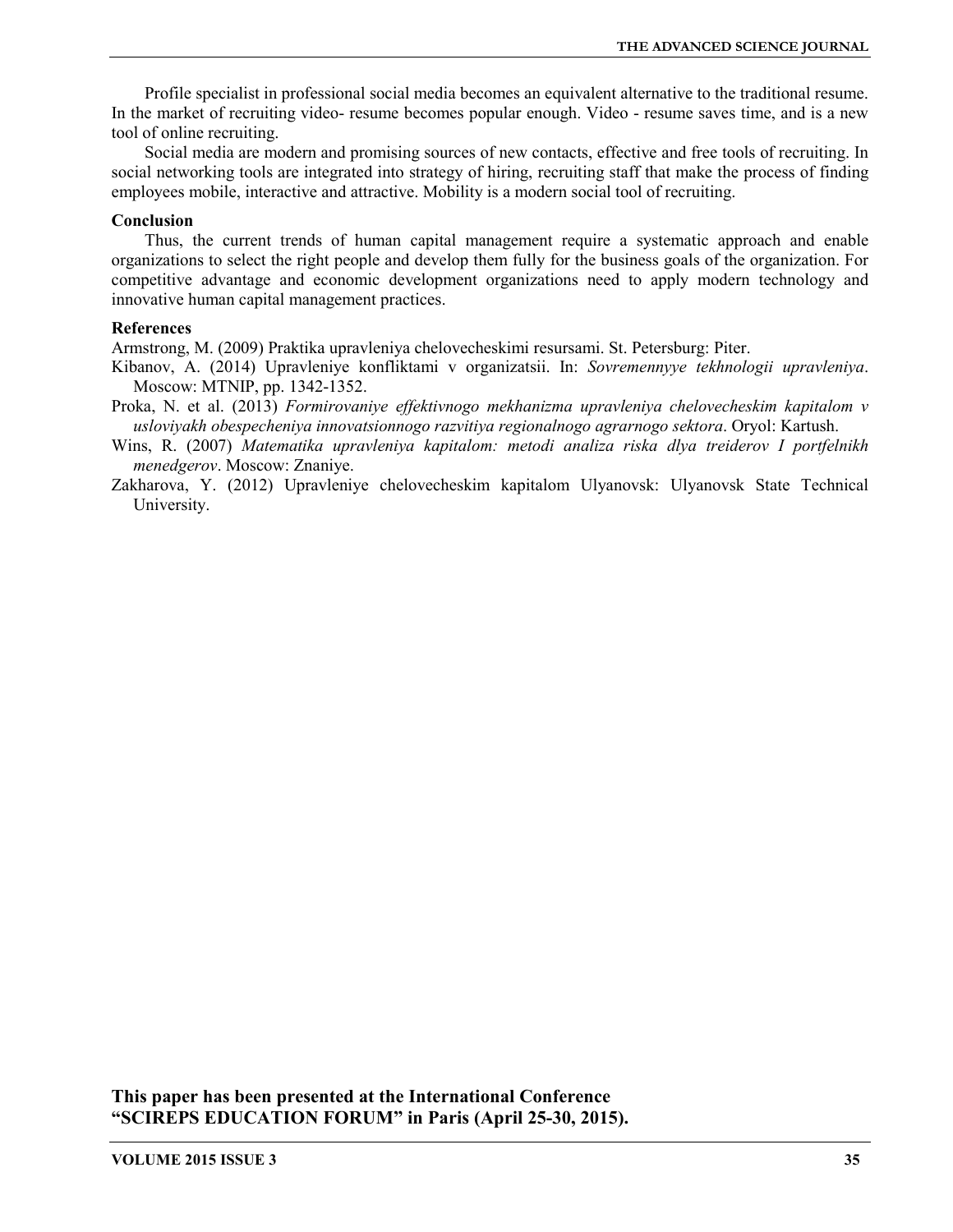Profile specialist in professional social media becomes an equivalent alternative to the traditional resume. In the market of recruiting video- resume becomes popular enough. Video - resume saves time, and is a new tool of online recruiting.

Social media are modern and promising sources of new contacts, effective and free tools of recruiting. In social networking tools are integrated into strategy of hiring, recruiting staff that make the process of finding employees mobile, interactive and attractive. Mobility is a modern social tool of recruiting.

**Conclusion**

Thus, the current trends of human capital management require a systematic approach and enable organizations to select the right people and develop them fully for the business goals of the organization. For competitive advantage and economic development organizations need to apply modern technology and innovative human capital management practices.

**References**

Armstrong, M. (2009) Praktika upravleniya chelovecheskimi resursami. St. Petersburg: Piter.

Kibanov, A. (2014) Upravleniye konfliktami v organizatsii. In: *Sovremennyye tekhnologii upravleniya*. Moscow: MTNIP, pp. 1342-1352.

Proka, N. et al. (2013) *Formirovaniye effektivnogo mekhanizma upravleniya chelovecheskim kapitalom v usloviyakh obespecheniya innovatsionnogo razvitiya regionalnogo agrarnogo sektora*. Oryol: Kartush.

Wins, R. (2007) *Matematika upravleniya kapitalom: metodi analiza riska dlya treiderov I portfelnikh menedgerov*. Moscow: Znaniye.

Zakharova, Y. (2012) Upravleniye chelovecheskim kapitalom Ulyanovsk: Ulyanovsk State Technical University.

**This paper has been presented at the International Conference "SCIREPS EDUCATION FORUM" in Paris (April 25-30, 2015).**